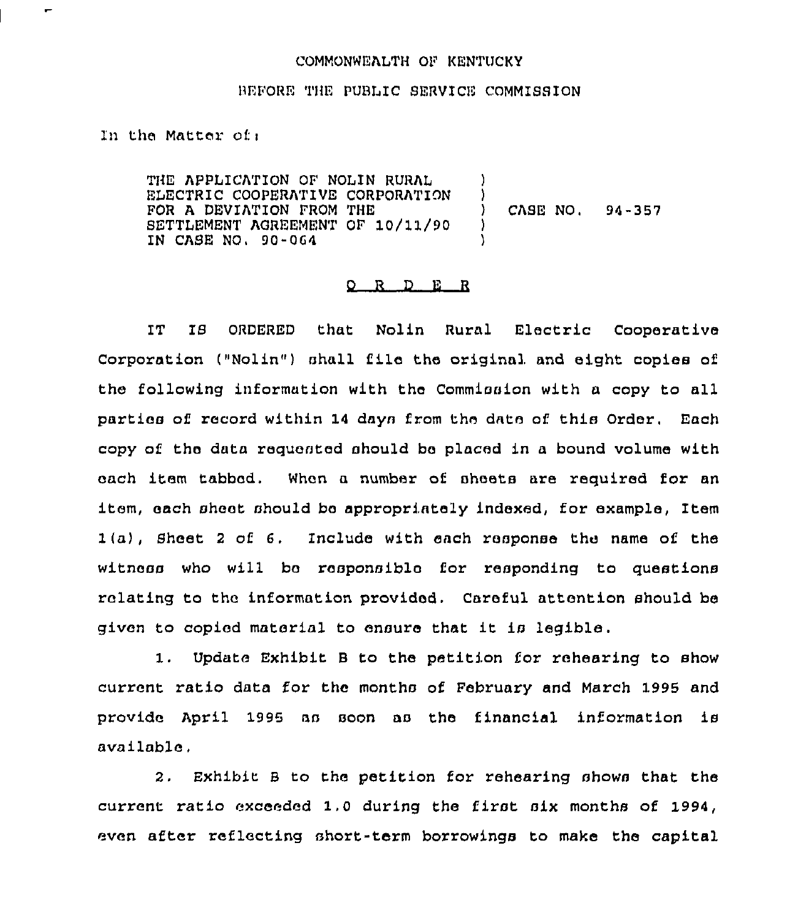COMMONWEALTH OF KENTUCKY

BEFORE THE PUBLIC SERVICE COMMISSION

In the Matter of:

| | | |
|---|---|---|
| THE APPLICATION OF NOLIN RURAL ELECTRIC COOPERATIVE CORPORATION FOR A DEVIATION FROM THE SETTLEMENT AGREEMENT OF 10/11/90 IN CASE NO. 90-064 | ) | CASE NO. 94-357 |

O R D E R

IT IS ORDERED that Nolin Rural Electric Cooperative Corporation ("Nolin") shall file the original and eight copies of the following information with the Commission with a copy to all parties of record within 14 days from the date of this Order. Each copy of the data requested should be placed in a bound volume with each item tabbed. When a number of sheets are required for an item, each sheet should be appropriately indexed, for example, Item 1(a), Sheet 2 of 6. Include with each response the name of the witness who will be responsible for responding to questions relating to the information provided. Careful attention should be given to copied material to ensure that it is legible.

1. Update Exhibit B to the petition for rehearing to show current ratio data for the months of February and March 1995 and provide April 1995 as soon as the financial information is available.

2. Exhibit B to the petition for rehearing shows that the current ratio exceeded 1.0 during the first six months of 1994, even after reflecting short-term borrowings to make the capital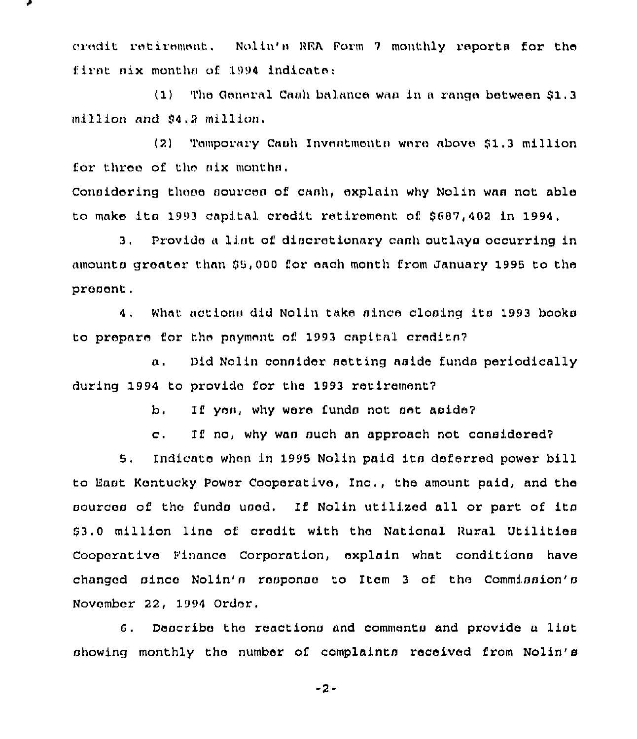credit retirement. Nolin's REA Form 7 monthly reports for the first six months of 1994 indicate:

(1) The General Cash balance was in a range between $1.3 million and $4.2 million.

(2) Temporary Cash Investments were above $1.3 million for three of the six months.

Considering these sources of cash, explain why Nolin was not able to make its 1993 capital credit retirement of $687,402 in 1994.

3. Provide a list of discretionary cash outlays occurring in amounts greater than $5,000 for each month from January 1995 to the present.

4. What actions did Nolin take since closing its 1993 books to prepare for the payment of 1993 capital credits?

a. Did Nolin consider setting aside funds periodically during 1994 to provide for the 1993 retirement?

b. If yes, why were funds not set aside?

c. If no, why was such an approach not considered?

5. Indicate when in 1995 Nolin paid its deferred power bill to East Kentucky Power Cooperative, Inc., the amount paid, and the sources of the funds used. If Nolin utilized all or part of its $3.0 million line of credit with the National Rural Utilities Cooperative Finance Corporation, explain what conditions have changed since Nolin's response to Item 3 of the Commission's November 22, 1994 Order.

6. Describe the reactions and comments and provide a list showing monthly the number of complaints received from Nolin's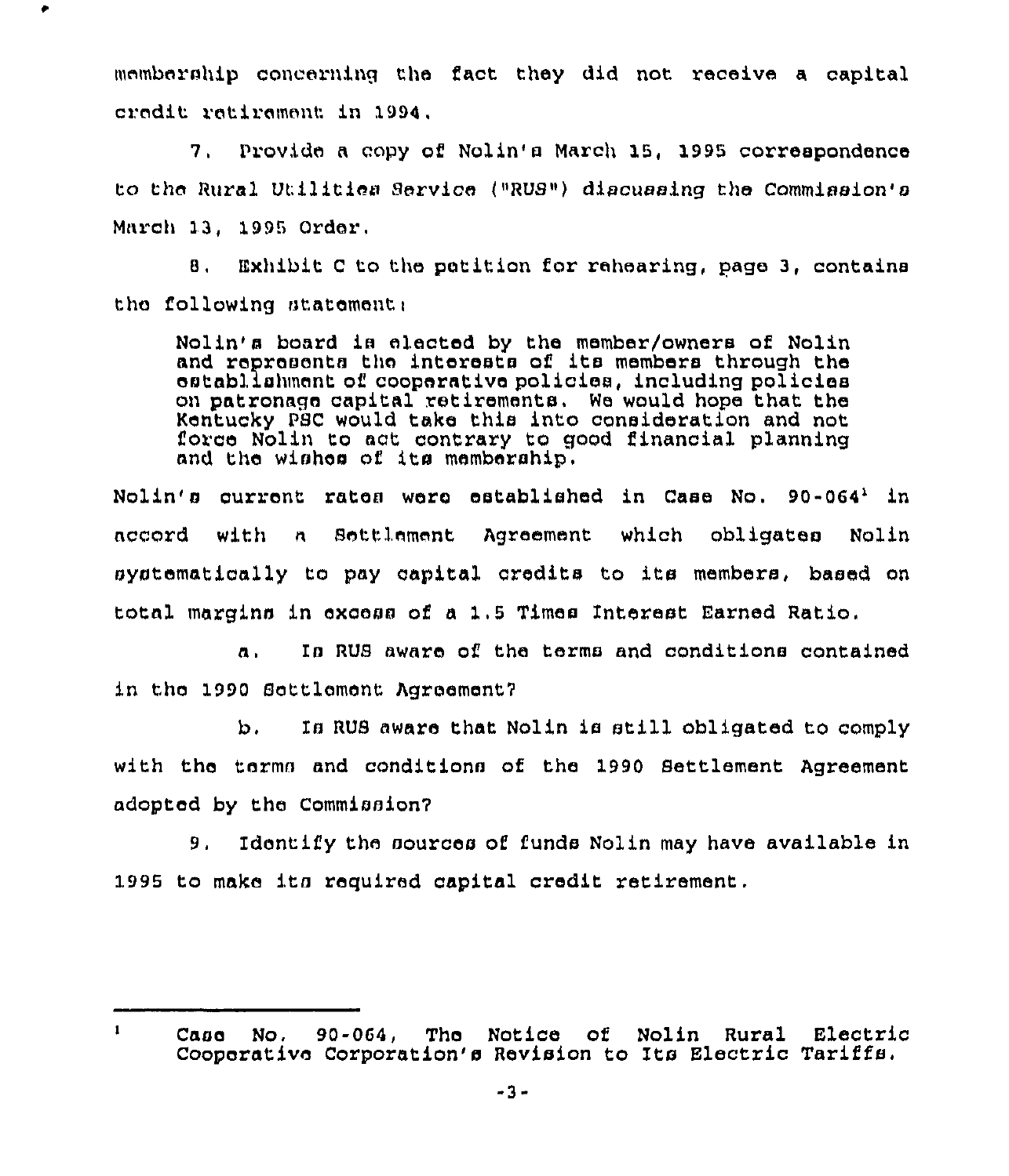membership concerning the fact they did not receive a capital credit retirement in 1994.

7. Provide a copy of Nolin's March 15, 1995 correspondence to the Rural Utilities Service ("RUS") discussing the Commission's March 13, 1995 Order.

8. Exhibit C to the petition for rehearing, page 3, contains the following statement:

> Nolin's board is elected by the member/owners of Nolin and represents the interests of its members through the establishment of cooperative policies, including policies on patronage capital retirements. We would hope that the Kentucky PSC would take this into consideration and not force Nolin to act contrary to good financial planning and the wishes of its membership.

Nolin's current rates were established in Case No. 90-064[1] in accord with a Settlement Agreement which obligates Nolin systematically to pay capital credits to its members, based on total margins in excess of a 1.5 Times Interest Earned Ratio.

a. Is RUS aware of the terms and conditions contained in the 1990 Settlement Agreement?

b. Is RUS aware that Nolin is still obligated to comply with the terms and conditions of the 1990 Settlement Agreement adopted by the Commission?

9. Identify the sources of funds Nolin may have available in 1995 to make its required capital credit retirement.

---

[1] Case No. 90-064, The Notice of Nolin Rural Electric Cooperative Corporation's Revision to Its Electric Tariffs.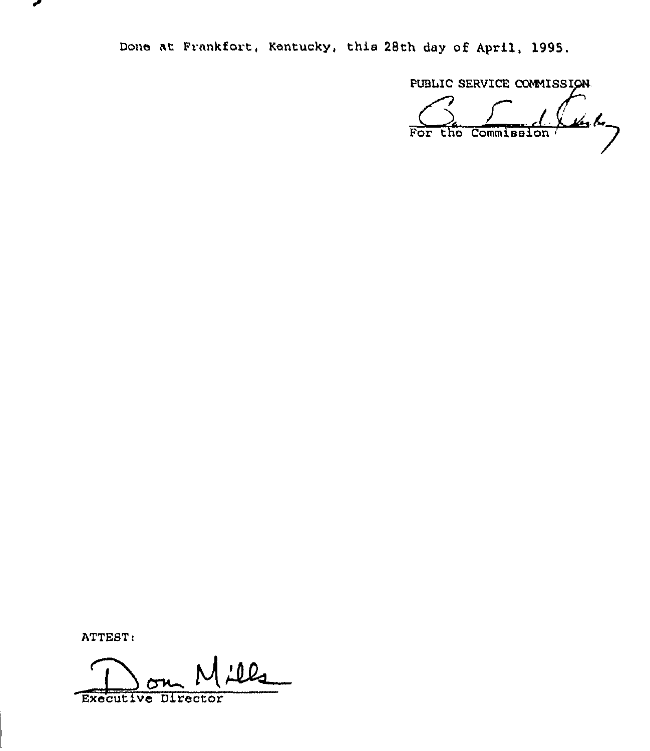Done at Frankfort, Kentucky, this 28th day of April, 1995.

PUBLIC SERVICE COMMISSION

For the Commission

ATTEST:

Executive Director